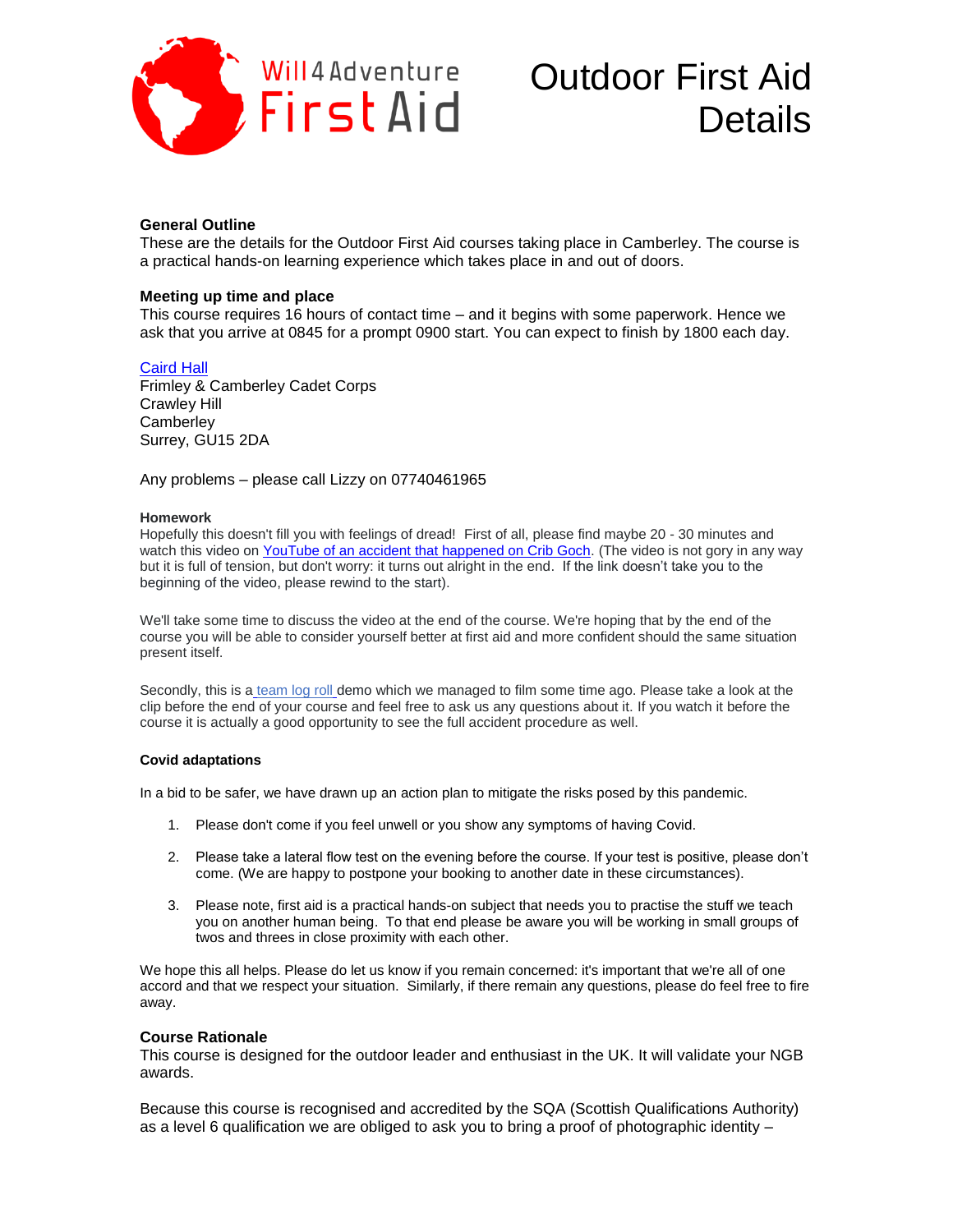Will 4 Adventure First Aid

# Outdoor First Aid Details

### General Outline

These are the details for the Outdoor First Aid courses taking place in Camberley. The course is a practical hands-on learning experience which takes place in and out of doors.

### Meeting up time and place

This course requires 16 hours of contact time – and it begins with some paperwork. Hence we ask that you arrive at 0845 for a prompt 0900 start. You can expect to finish by 1800 each day.

Caird Hall
Frimley & Camberley Cadet Corps
Crawley Hill
Camberley
Surrey, GU15 2DA

Any problems – please call Lizzy on 07740461965

#### Homework

Hopefully this doesn't fill you with feelings of dread! First of all, please find maybe 20 - 30 minutes and watch this video on YouTube of an accident that happened on Crib Goch. (The video is not gory in any way but it is full of tension, but don't worry: it turns out alright in the end. If the link doesn't take you to the beginning of the video, please rewind to the start).

We'll take some time to discuss the video at the end of the course. We're hoping that by the end of the course you will be able to consider yourself better at first aid and more confident should the same situation present itself.

Secondly, this is a team log roll demo which we managed to film some time ago. Please take a look at the clip before the end of your course and feel free to ask us any questions about it. If you watch it before the course it is actually a good opportunity to see the full accident procedure as well.

#### Covid adaptations

In a bid to be safer, we have drawn up an action plan to mitigate the risks posed by this pandemic.

1. Please don't come if you feel unwell or you show any symptoms of having Covid.
2. Please take a lateral flow test on the evening before the course. If your test is positive, please don't come. (We are happy to postpone your booking to another date in these circumstances).
3. Please note, first aid is a practical hands-on subject that needs you to practise the stuff we teach you on another human being. To that end please be aware you will be working in small groups of twos and threes in close proximity with each other.

We hope this all helps. Please do let us know if you remain concerned: it's important that we're all of one accord and that we respect your situation. Similarly, if there remain any questions, please do feel free to fire away.

### Course Rationale

This course is designed for the outdoor leader and enthusiast in the UK. It will validate your NGB awards.

Because this course is recognised and accredited by the SQA (Scottish Qualifications Authority) as a level 6 qualification we are obliged to ask you to bring a proof of photographic identity –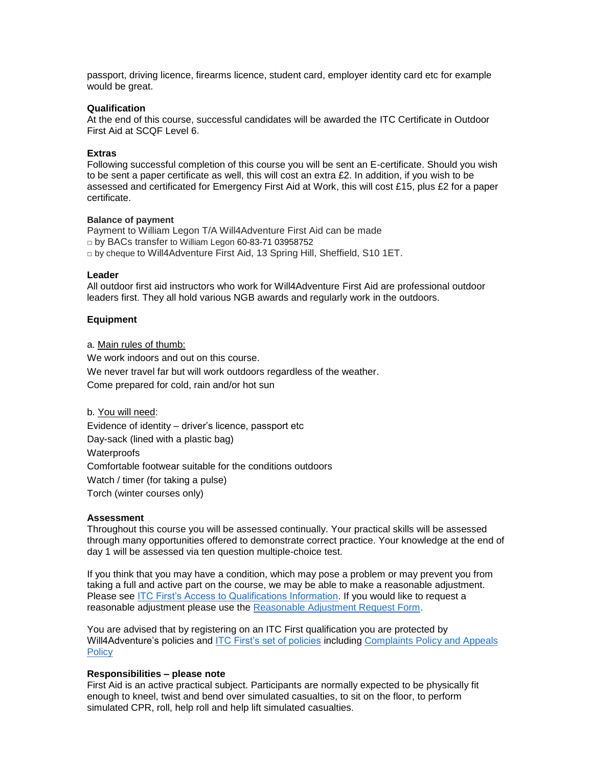passport, driving licence, firearms licence, student card, employer identity card etc for example would be great.

**Qualification**
At the end of this course, successful candidates will be awarded the ITC Certificate in Outdoor First Aid at SCQF Level 6.

**Extras**
Following successful completion of this course you will be sent an E-certificate. Should you wish to be sent a paper certificate as well, this will cost an extra £2. In addition, if you wish to be assessed and certificated for Emergency First Aid at Work, this will cost £15, plus £2 for a paper certificate.

**Balance of payment**
Payment to William Legon T/A Will4Adventure First Aid can be made

- by BACs transfer to William Legon 60-83-71 03958752
- by cheque to Will4Adventure First Aid, 13 Spring Hill, Sheffield, S10 1ET.

**Leader**
All outdoor first aid instructors who work for Will4Adventure First Aid are professional outdoor leaders first. They all hold various NGB awards and regularly work in the outdoors.

**Equipment**

a. Main rules of thumb:

We work indoors and out on this course.

We never travel far but will work outdoors regardless of the weather.

Come prepared for cold, rain and/or hot sun

b. You will need:

Evidence of identity – driver's licence, passport etc

Day-sack (lined with a plastic bag)

Waterproofs

Comfortable footwear suitable for the conditions outdoors

Watch / timer (for taking a pulse)

Torch (winter courses only)

**Assessment**
Throughout this course you will be assessed continually. Your practical skills will be assessed through many opportunities offered to demonstrate correct practice. Your knowledge at the end of day 1 will be assessed via ten question multiple-choice test.

If you think that you may have a condition, which may pose a problem or may prevent you from taking a full and active part on the course, we may be able to make a reasonable adjustment. Please see ITC First's Access to Qualifications Information. If you would like to request a reasonable adjustment please use the Reasonable Adjustment Request Form.

You are advised that by registering on an ITC First qualification you are protected by Will4Adventure's policies and ITC First's set of policies including Complaints Policy and Appeals Policy

**Responsibilities – please note**
First Aid is an active practical subject. Participants are normally expected to be physically fit enough to kneel, twist and bend over simulated casualties, to sit on the floor, to perform simulated CPR, roll, help roll and help lift simulated casualties.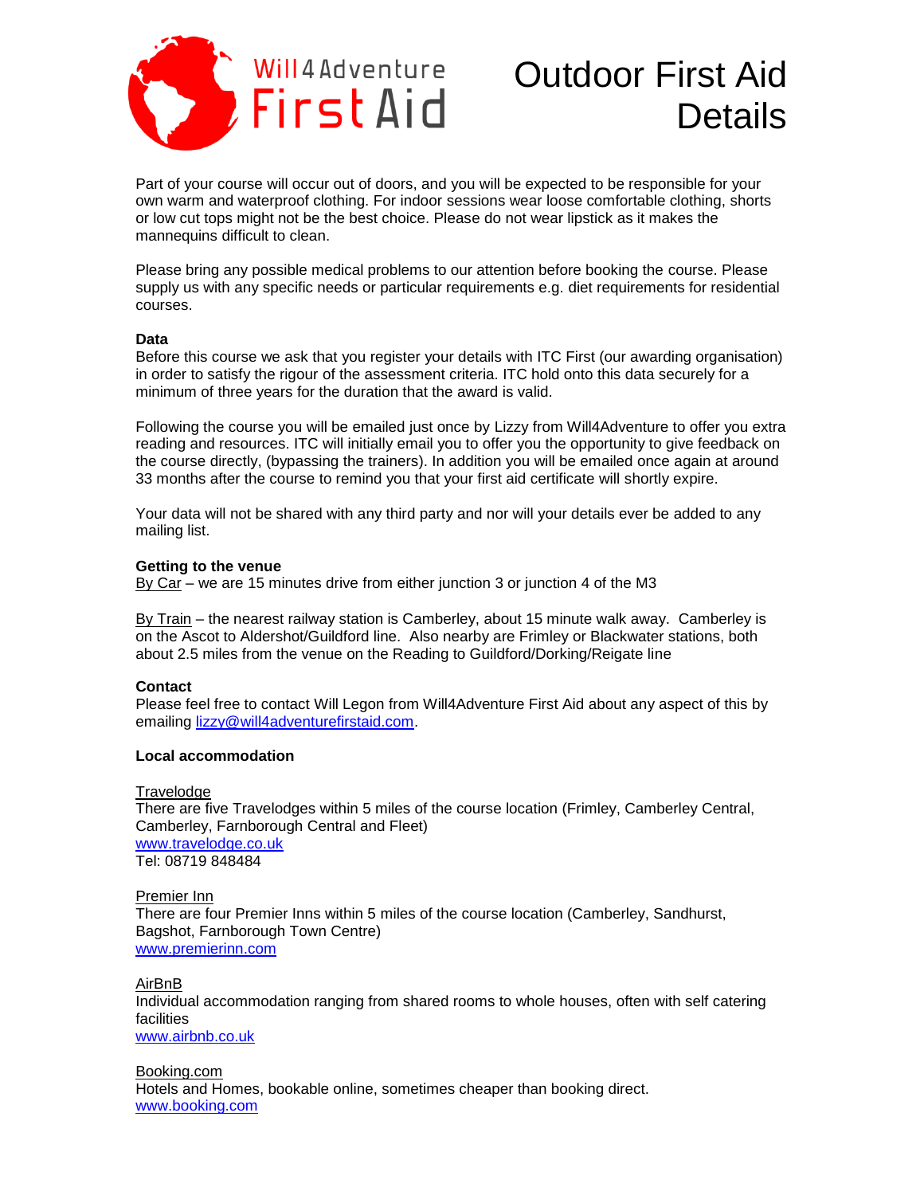Will4Adventure First Aid

# Outdoor First Aid Details

Part of your course will occur out of doors, and you will be expected to be responsible for your own warm and waterproof clothing. For indoor sessions wear loose comfortable clothing, shorts or low cut tops might not be the best choice. Please do not wear lipstick as it makes the mannequins difficult to clean.

Please bring any possible medical problems to our attention before booking the course. Please supply us with any specific needs or particular requirements e.g. diet requirements for residential courses.

**Data**

Before this course we ask that you register your details with ITC First (our awarding organisation) in order to satisfy the rigour of the assessment criteria. ITC hold onto this data securely for a minimum of three years for the duration that the award is valid.

Following the course you will be emailed just once by Lizzy from Will4Adventure to offer you extra reading and resources. ITC will initially email you to offer you the opportunity to give feedback on the course directly, (bypassing the trainers). In addition you will be emailed once again at around 33 months after the course to remind you that your first aid certificate will shortly expire.

Your data will not be shared with any third party and nor will your details ever be added to any mailing list.

**Getting to the venue**

By Car – we are 15 minutes drive from either junction 3 or junction 4 of the M3

By Train – the nearest railway station is Camberley, about 15 minute walk away. Camberley is on the Ascot to Aldershot/Guildford line. Also nearby are Frimley or Blackwater stations, both about 2.5 miles from the venue on the Reading to Guildford/Dorking/Reigate line

**Contact**

Please feel free to contact Will Legon from Will4Adventure First Aid about any aspect of this by emailing lizzy@will4adventurefirstaid.com.

**Local accommodation**

Travelodge

There are five Travelodges within 5 miles of the course location (Frimley, Camberley Central, Camberley, Farnborough Central and Fleet)

www.travelodge.co.uk

Tel: 08719 848484

Premier Inn

There are four Premier Inns within 5 miles of the course location (Camberley, Sandhurst, Bagshot, Farnborough Town Centre)

www.premierinn.com

AirBnB

Individual accommodation ranging from shared rooms to whole houses, often with self catering facilities

www.airbnb.co.uk

Booking.com

Hotels and Homes, bookable online, sometimes cheaper than booking direct.

www.booking.com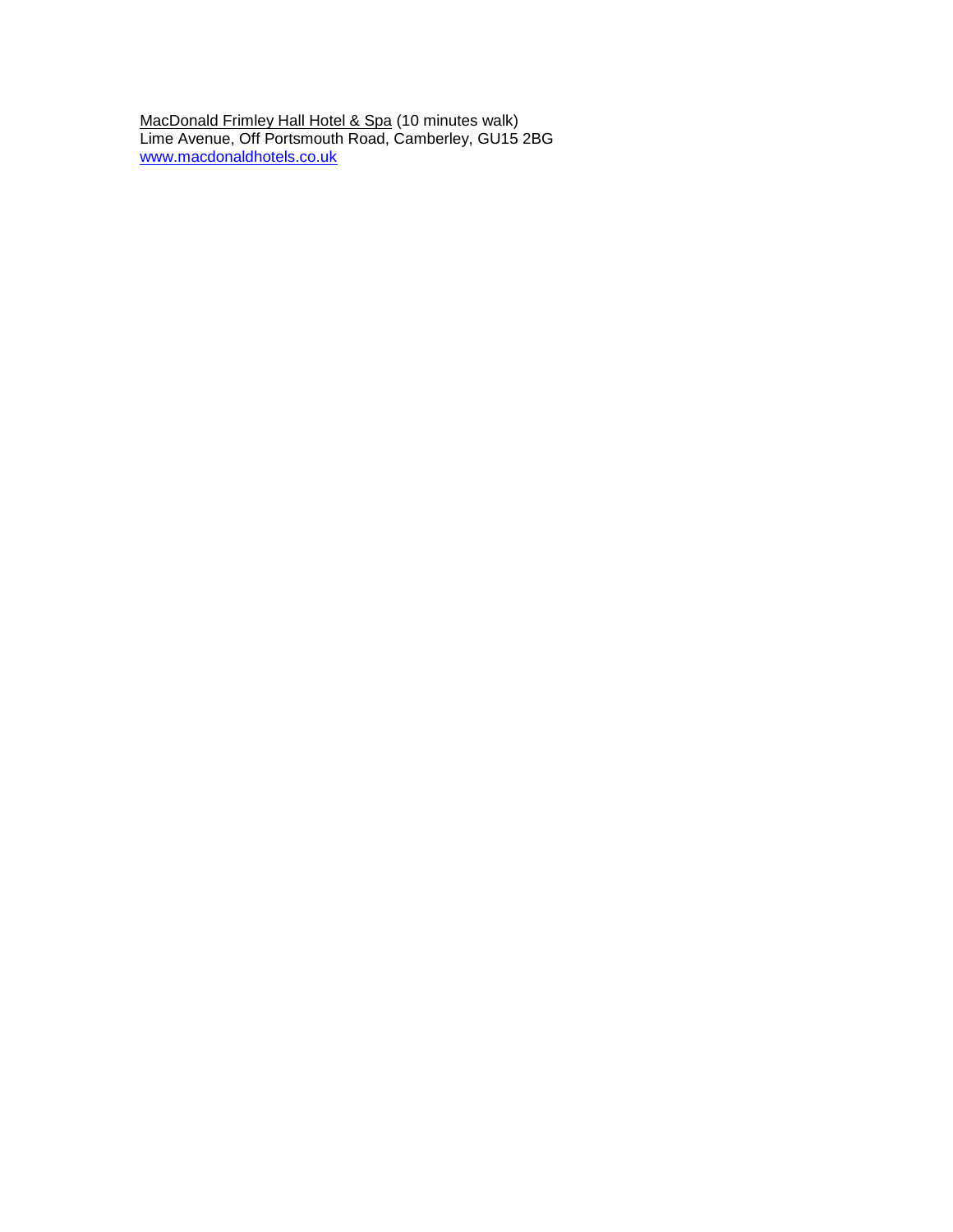MacDonald Frimley Hall Hotel & Spa (10 minutes walk)
Lime Avenue, Off Portsmouth Road, Camberley, GU15 2BG
www.macdonaldhotels.co.uk